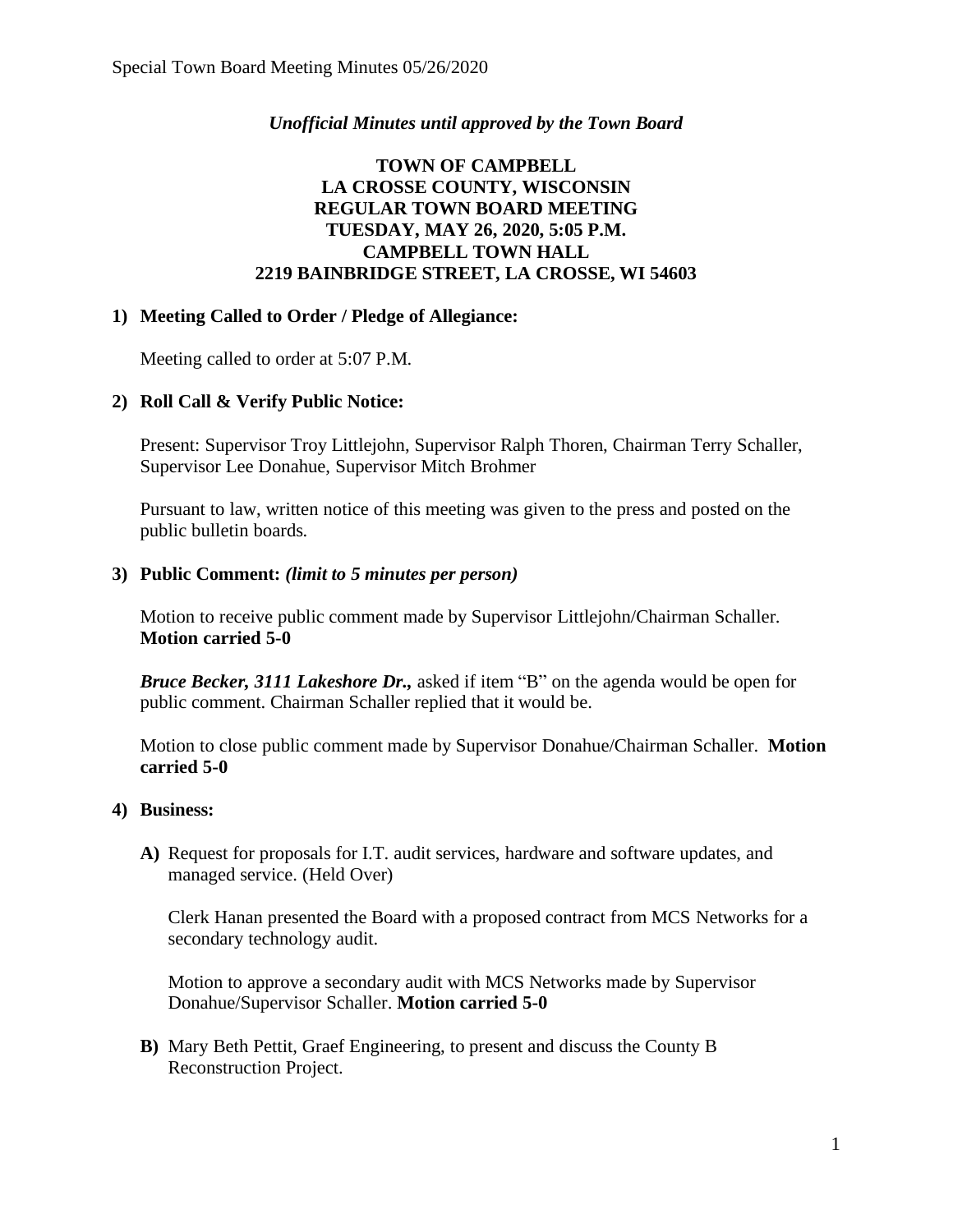*Unofficial Minutes until approved by the Town Board*

**TOWN OF CAMPBELL**
**LA CROSSE COUNTY, WISCONSIN**
**REGULAR TOWN BOARD MEETING**
**TUESDAY, MAY 26, 2020, 5:05 P.M.**
**CAMPBELL TOWN HALL**
**2219 BAINBRIDGE STREET, LA CROSSE, WI 54603**

**1) Meeting Called to Order / Pledge of Allegiance:**

Meeting called to order at 5:07 P.M.

**2) Roll Call & Verify Public Notice:**

Present: Supervisor Troy Littlejohn, Supervisor Ralph Thoren, Chairman Terry Schaller, Supervisor Lee Donahue, Supervisor Mitch Brohmer

Pursuant to law, written notice of this meeting was given to the press and posted on the public bulletin boards.

**3) Public Comment:** ***(limit to 5 minutes per person)***

Motion to receive public comment made by Supervisor Littlejohn/Chairman Schaller. **Motion carried 5-0**

***Bruce Becker, 3111 Lakeshore Dr.,*** asked if item "B" on the agenda would be open for public comment. Chairman Schaller replied that it would be.

Motion to close public comment made by Supervisor Donahue/Chairman Schaller. **Motion carried 5-0**

**4) Business:**

**A)** Request for proposals for I.T. audit services, hardware and software updates, and managed service. (Held Over)

Clerk Hanan presented the Board with a proposed contract from MCS Networks for a secondary technology audit.

Motion to approve a secondary audit with MCS Networks made by Supervisor Donahue/Supervisor Schaller. **Motion carried 5-0**

**B)** Mary Beth Pettit, Graef Engineering, to present and discuss the County B Reconstruction Project.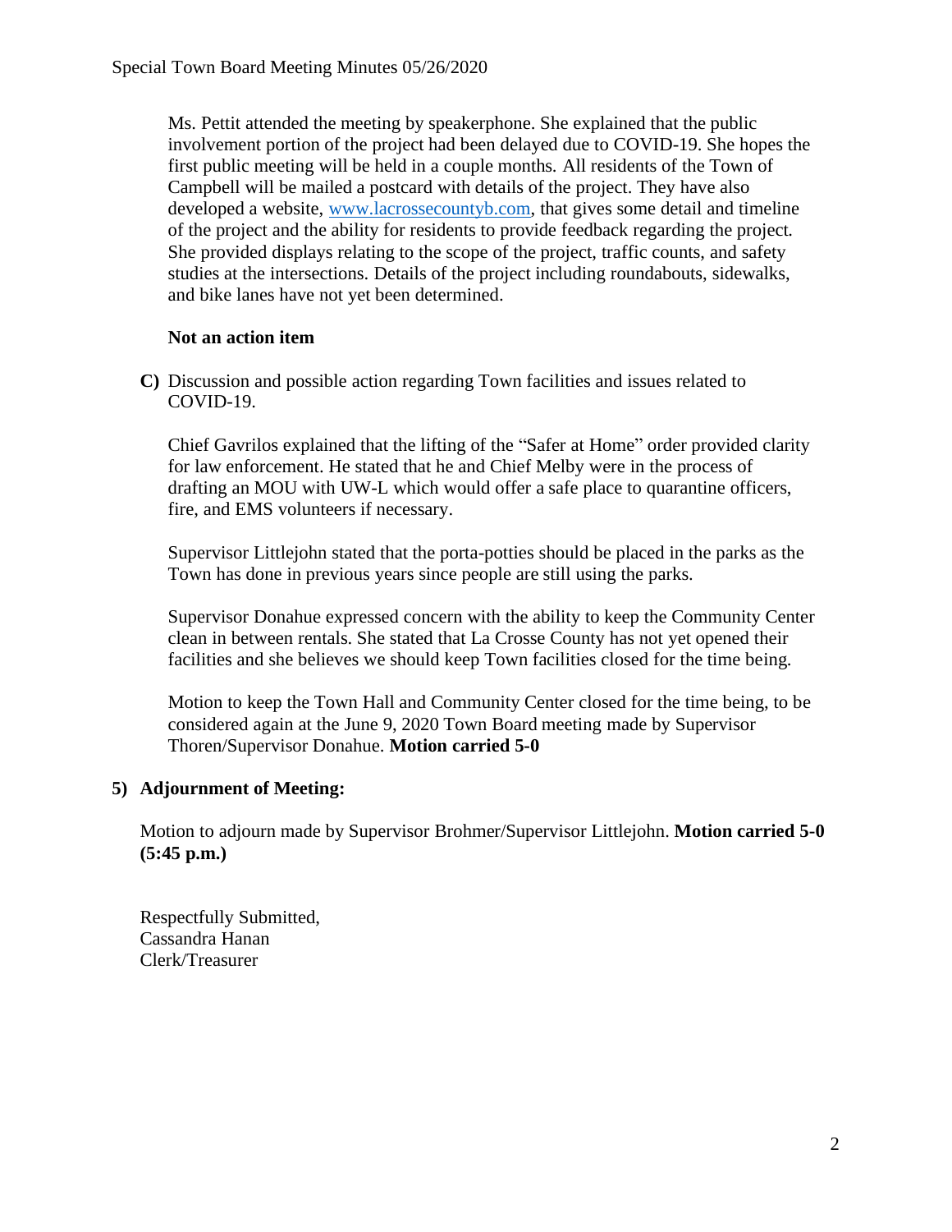Ms. Pettit attended the meeting by speakerphone. She explained that the public involvement portion of the project had been delayed due to COVID-19. She hopes the first public meeting will be held in a couple months. All residents of the Town of Campbell will be mailed a postcard with details of the project. They have also developed a website, [www.lacrossecountyb.com](http://www.lacrossecountyb.com), that gives some detail and timeline of the project and the ability for residents to provide feedback regarding the project. She provided displays relating to the scope of the project, traffic counts, and safety studies at the intersections. Details of the project including roundabouts, sidewalks, and bike lanes have not yet been determined.

**Not an action item**

**C)** Discussion and possible action regarding Town facilities and issues related to COVID-19.

Chief Gavrilos explained that the lifting of the "Safer at Home" order provided clarity for law enforcement. He stated that he and Chief Melby were in the process of drafting an MOU with UW-L which would offer a safe place to quarantine officers, fire, and EMS volunteers if necessary.

Supervisor Littlejohn stated that the porta-potties should be placed in the parks as the Town has done in previous years since people are still using the parks.

Supervisor Donahue expressed concern with the ability to keep the Community Center clean in between rentals. She stated that La Crosse County has not yet opened their facilities and she believes we should keep Town facilities closed for the time being.

Motion to keep the Town Hall and Community Center closed for the time being, to be considered again at the June 9, 2020 Town Board meeting made by Supervisor Thoren/Supervisor Donahue. **Motion carried 5-0**

## 5) Adjournment of Meeting:

Motion to adjourn made by Supervisor Brohmer/Supervisor Littlejohn. **Motion carried 5-0 (5:45 p.m.)**

Respectfully Submitted,
Cassandra Hanan
Clerk/Treasurer